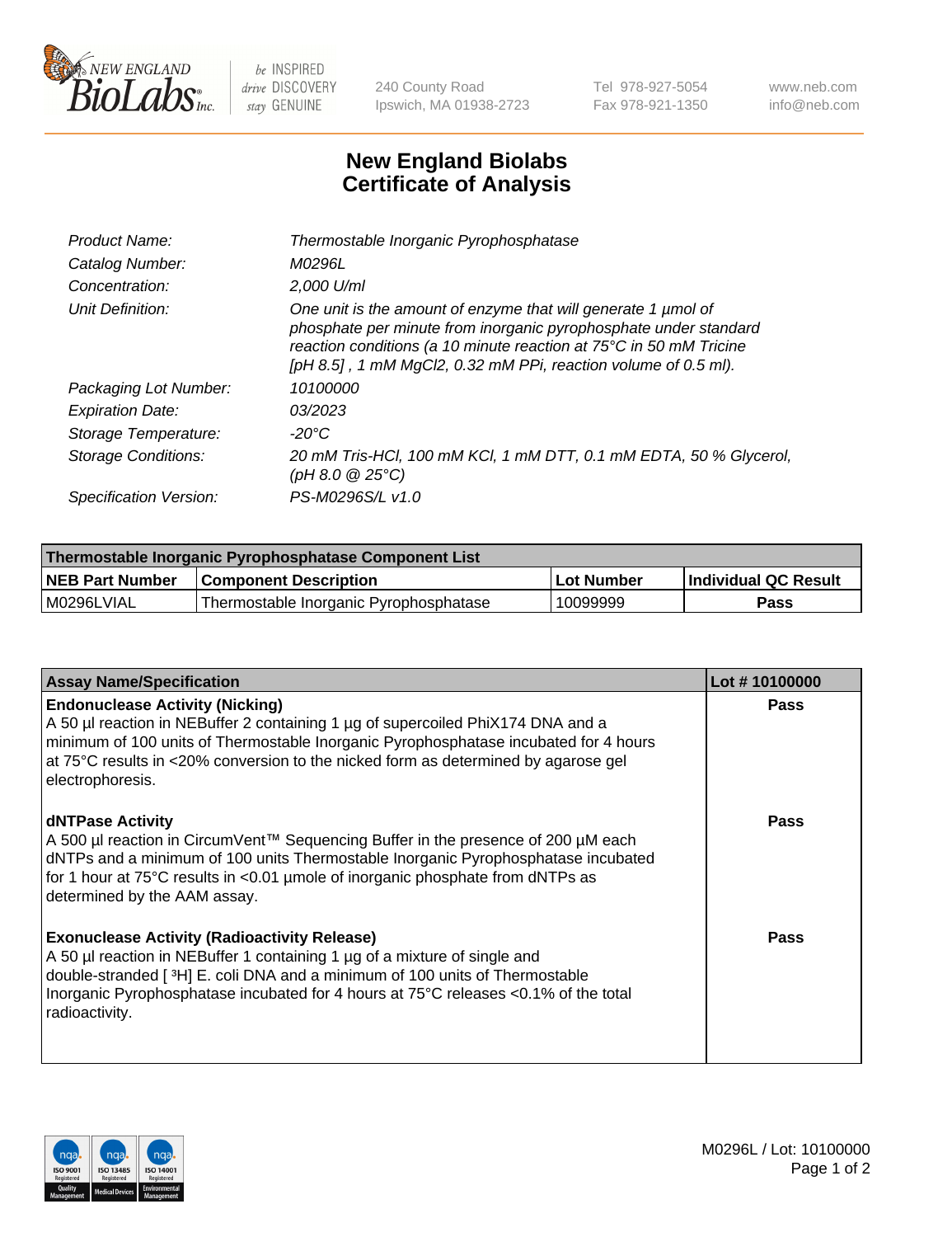# New England Biolabs Certificate of Analysis

| | |
|---|---|
| *Product Name:* | *Thermostable Inorganic Pyrophosphatase* |
| *Catalog Number:* | *M0296L* |
| *Concentration:* | *2,000 U/ml* |
| *Unit Definition:* | *One unit is the amount of enzyme that will generate 1 µmol of phosphate per minute from inorganic pyrophosphate under standard reaction conditions (a 10 minute reaction at 75°C in 50 mM Tricine [pH 8.5] , 1 mM MgCl2, 0.32 mM PPi, reaction volume of 0.5 ml).* |
| *Packaging Lot Number:* | *10100000* |
| *Expiration Date:* | *03/2023* |
| *Storage Temperature:* | *-20°C* |
| *Storage Conditions:* | *20 mM Tris-HCl, 100 mM KCl, 1 mM DTT, 0.1 mM EDTA, 50 % Glycerol, (pH 8.0 @ 25°C)* |
| *Specification Version:* | *PS-M0296S/L v1.0* |

| Thermostable Inorganic Pyrophosphatase Component List | | | |
|---|---|---|---|
| **NEB Part Number** | **Component Description** | **Lot Number** | **Individual QC Result** |
| M0296LVIAL | Thermostable Inorganic Pyrophosphatase | 10099999 | **Pass** |

| Assay Name/Specification | Lot # 10100000 |
|---|---|
| **Endonuclease Activity (Nicking)**<br>A 50 µl reaction in NEBuffer 2 containing 1 µg of supercoiled PhiX174 DNA and a minimum of 100 units of Thermostable Inorganic Pyrophosphatase incubated for 4 hours at 75°C results in <20% conversion to the nicked form as determined by agarose gel electrophoresis. | **Pass** |
| **dNTPase Activity**<br>A 500 µl reaction in CircumVent™ Sequencing Buffer in the presence of 200 µM each dNTPs and a minimum of 100 units Thermostable Inorganic Pyrophosphatase incubated for 1 hour at 75°C results in <0.01 µmole of inorganic phosphate from dNTPs as determined by the AAM assay. | **Pass** |
| **Exonuclease Activity (Radioactivity Release)**<br>A 50 µl reaction in NEBuffer 1 containing 1 µg of a mixture of single and double-stranded [ $^3$H] E. coli DNA and a minimum of 100 units of Thermostable Inorganic Pyrophosphatase incubated for 4 hours at 75°C releases <0.1% of the total radioactivity. | **Pass** |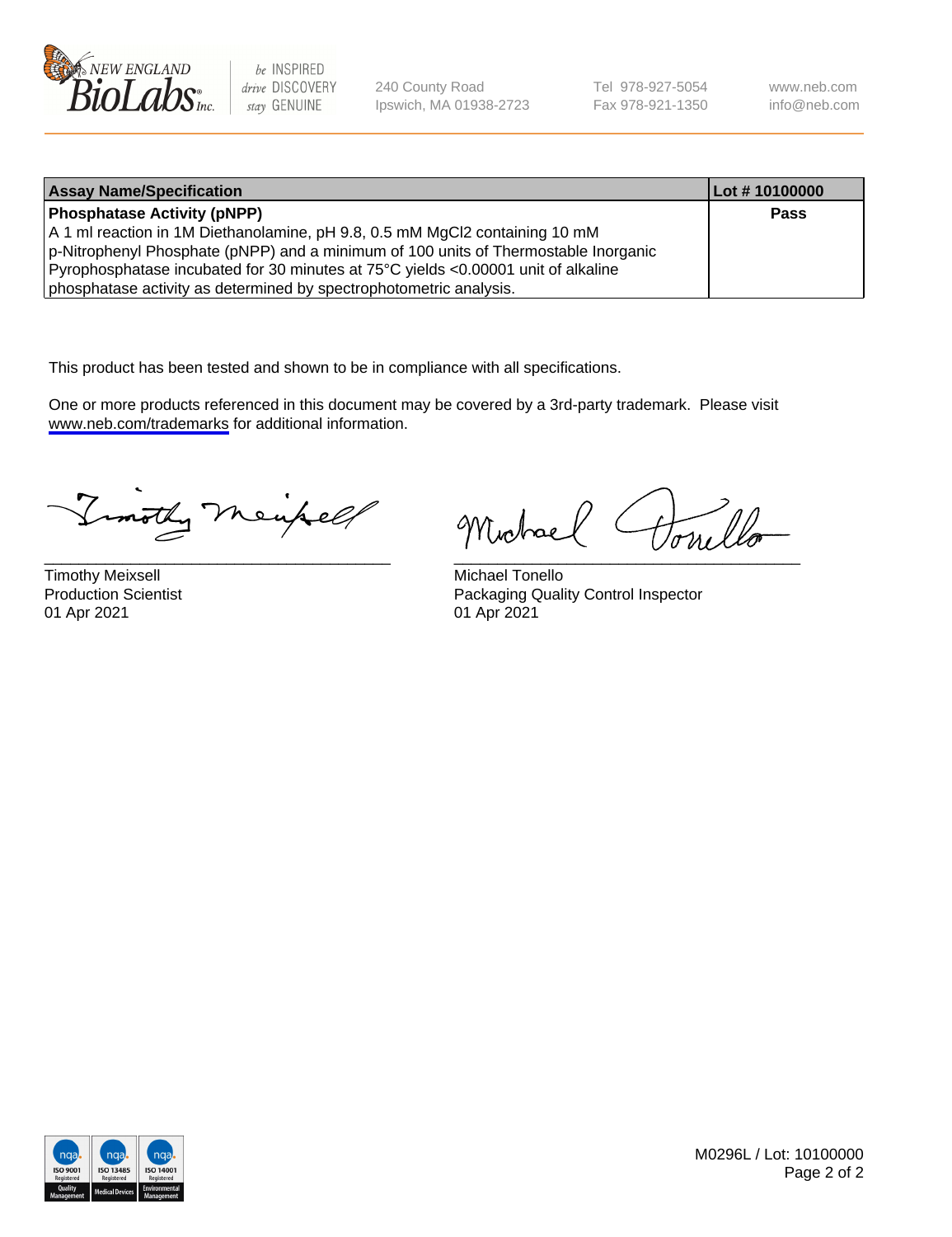| Assay Name/Specification | Lot # 10100000 |
|---|---|
| **Phosphatase Activity (pNPP)**<br>A 1 ml reaction in 1M Diethanolamine, pH 9.8, 0.5 mM $MgCl_2$ containing 10 mM p-Nitrophenyl Phosphate (pNPP) and a minimum of 100 units of Thermostable Inorganic Pyrophosphatase incubated for 30 minutes at 75°C yields <0.00001 unit of alkaline phosphatase activity as determined by spectrophotometric analysis. | Pass |

This product has been tested and shown to be in compliance with all specifications.

One or more products referenced in this document may be covered by a 3rd-party trademark. Please visit www.neb.com/trademarks for additional information.

Timothy Meixsell
Production Scientist
01 Apr 2021

Michael Tonello
Packaging Quality Control Inspector
01 Apr 2021

M0296L / Lot: 10100000